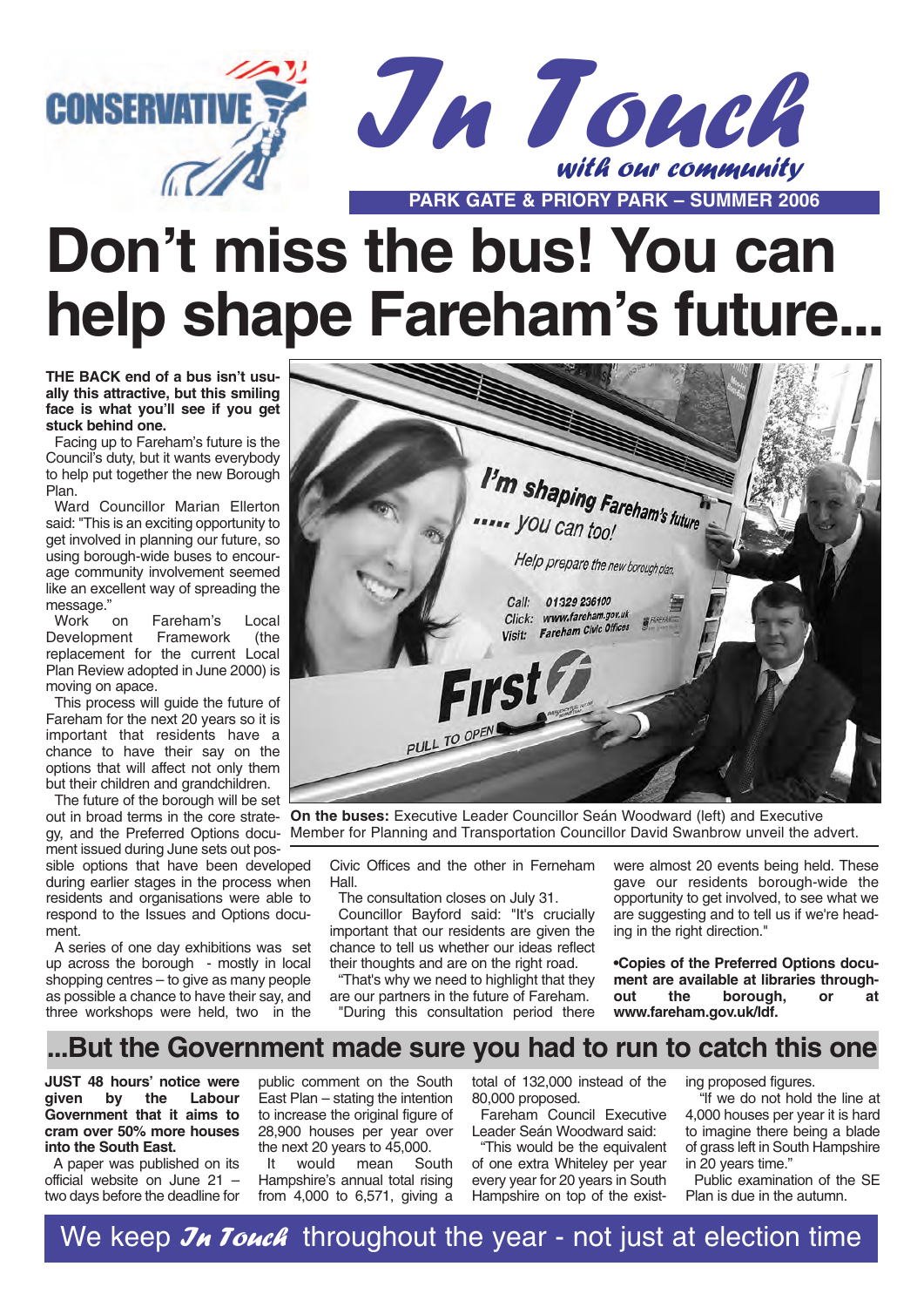CONSERVATIVE

# In Touch

*with our community*

**PARK GATE & PRIORY PARK – SUMMER 2006**

# Don't miss the bus! You can help shape Fareham's future...

**THE BACK end of a bus isn't usually this attractive, but this smiling face is what you'll see if you get stuck behind one.**

Facing up to Fareham's future is the Council's duty, but it wants everybody to help put together the new Borough Plan.

Ward Councillor Marian Ellerton said: "This is an exciting opportunity to get involved in planning our future, so using borough-wide buses to encourage community involvement seemed like an excellent way of spreading the message."

Work on Fareham's Local Development Framework (the replacement for the current Local Plan Review adopted in June 2000) is moving on apace.

This process will guide the future of Fareham for the next 20 years so it is important that residents have a chance to have their say on the options that will affect not only them but their children and grandchildren.

The future of the borough will be set out in broad terms in the core strategy, and the Preferred Options document issued during June sets out possible options that have been developed during earlier stages in the process when residents and organisations were able to respond to the Issues and Options document.

A series of one day exhibitions was set up across the borough - mostly in local shopping centres – to give as many people as possible a chance to have their say, and three workshops were held, two in the Civic Offices and the other in Ferneham Hall.

The consultation closes on July 31.

Councillor Bayford said: "It's crucially important that our residents are given the chance to tell us whether our ideas reflect their thoughts and are on the right road.

"That's why we need to highlight that they are our partners in the future of Fareham.

"During this consultation period there were almost 20 events being held. These gave our residents borough-wide the opportunity to get involved, to see what we are suggesting and to tell us if we're heading in the right direction."

**•Copies of the Preferred Options document are available at libraries throughout the borough, or at www.fareham.gov.uk/ldf.**

**On the buses:** Executive Leader Councillor Seán Woodward (left) and Executive Member for Planning and Transportation Councillor David Swanbrow unveil the advert.

## ...But the Government made sure you had to run to catch this one

**JUST 48 hours' notice were given by the Labour Government that it aims to cram over 50% more houses into the South East.**

A paper was published on its official website on June 21 – two days before the deadline for public comment on the South East Plan – stating the intention to increase the original figure of 28,900 houses per year over the next 20 years to 45,000.

It would mean South Hampshire's annual total rising from 4,000 to 6,571, giving a total of 132,000 instead of the 80,000 proposed.

Fareham Council Executive Leader Seán Woodward said:

"This would be the equivalent of one extra Whiteley per year every year for 20 years in South Hampshire on top of the existing proposed figures.

"If we do not hold the line at 4,000 houses per year it is hard to imagine there being a blade of grass left in South Hampshire in 20 years time."

Public examination of the SE Plan is due in the autumn.

We keep *In Touch* throughout the year - not just at election time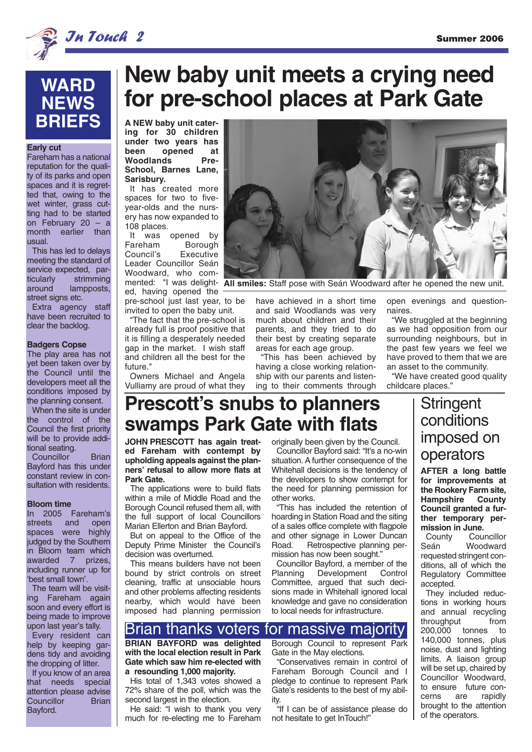# WARD NEWS BRIEFS

**Early cut**

Fareham has a national reputation for the quality of its parks and open spaces and it is regretted that, owing to the wet winter, grass cutting had to be started on February 20 – a month earlier than usual.

This has led to delays meeting the standard of service expected, particularly strimming around lampposts, street signs etc.

Extra agency staff have been recruited to clear the backlog.

**Badgers Copse**

The play area has not yet been taken over by the Council until the developers meet all the conditions imposed by the planning consent.

When the site is under the control of the Council the first priority will be to provide additional seating.

Councillor Brian Bayford has this under constant review in consultation with residents.

**Bloom time**

In 2005 Fareham's streets and open spaces were highly judged by the Southern in Bloom team which awarded 7 prizes, including runner up for 'best small town'.

The team will be visiting Fareham again soon and every effort is being made to improve upon last year's tally.

Every resident can help by keeping gardens tidy and avoiding the dropping of litter.

If you know of an area that needs special attention please advise Councillor Brian Bayford.

# New baby unit meets a crying need for pre-school places at Park Gate

**A NEW baby unit catering for 30 children under two years has been opened at Woodlands Pre-School, Barnes Lane, Sarisbury.**

It has created more spaces for two to five-year-olds and the nursery has now expanded to 108 places.

It was opened by Fareham Borough Council's Executive Leader Councillor Seán Woodward, who commented: "I was delighted, having opened the pre-school just last year, to be invited to open the baby unit.

"The fact that the pre-school is already full is proof positive that it is filling a desperately needed gap in the market. I wish staff and children all the best for the future."

Owners Michael and Angela Vulliamy are proud of what they have achieved in a short time and said Woodlands was very much about children and their parents, and they tried to do their best by creating separate areas for each age group.

"This has been achieved by having a close working relationship with our parents and listening to their comments through open evenings and questionnaires.

"We struggled at the beginning as we had opposition from our surrounding neighbours, but in the past few years we feel we have proved to them that we are an asset to the community.

"We have created good quality childcare places."

**All smiles:** Staff pose with Seán Woodward after he opened the new unit.

# Prescott's snubs to planners swamps Park Gate with flats

**JOHN PRESCOTT has again treated Fareham with contempt by upholding appeals against the planners' refusal to allow more flats at Park Gate.**

The applications were to build flats within a mile of Middle Road and the Borough Council refused them all, with the full support of local Councillors Marian Ellerton and Brian Bayford.

But on appeal to the Office of the Deputy Prime Minister the Council's decision was overturned.

This means builders have not been bound by strict controls on street cleaning, traffic at unsociable hours and other problems affecting residents nearby, which would have been imposed had planning permission originally been given by the Council.

Councillor Bayford said: "It's a no-win situation. A further consequence of the Whitehall decisions is the tendency of the developers to show contempt for the need for planning permission for other works.

"This has included the retention of hoarding in Station Road and the siting of a sales office complete with flagpole and other signage in Lower Duncan Road. Retrospective planning permission has now been sought."

Councillor Bayford, a member of the Planning Development Control Committee, argued that such decisions made in Whitehall ignored local knowledge and gave no consideration to local needs for infrastructure.

# Stringent conditions imposed on operators

**AFTER a long battle for improvements at the Rookery Farm site, Hampshire County Council granted a further temporary permission in June.**

County Councillor Seán Woodward requested stringent conditions, all of which the Regulatory Committee accepted.

They included reductions in working hours and annual recycling throughput from 200,000 tonnes to 140,000 tonnes, plus noise, dust and lighting limits. A liaison group will be set up, chaired by Councillor Woodward, to ensure future concerns are rapidly brought to the attention of the operators.

# Brian thanks voters for massive majority

**BRIAN BAYFORD was delighted with the local election result in Park Gate which saw him re-elected with a resounding 1,000 majority.**

His total of 1,343 votes showed a 72% share of the poll, which was the second largest in the election.

He said: "I wish to thank you very much for re-electing me to Fareham Borough Council to represent Park Gate in the May elections.

"Conservatives remain in control of Fareham Borough Council and I pledge to continue to represent Park Gate's residents to the best of my ability.

"If I can be of assistance please do not hesitate to get InTouch!"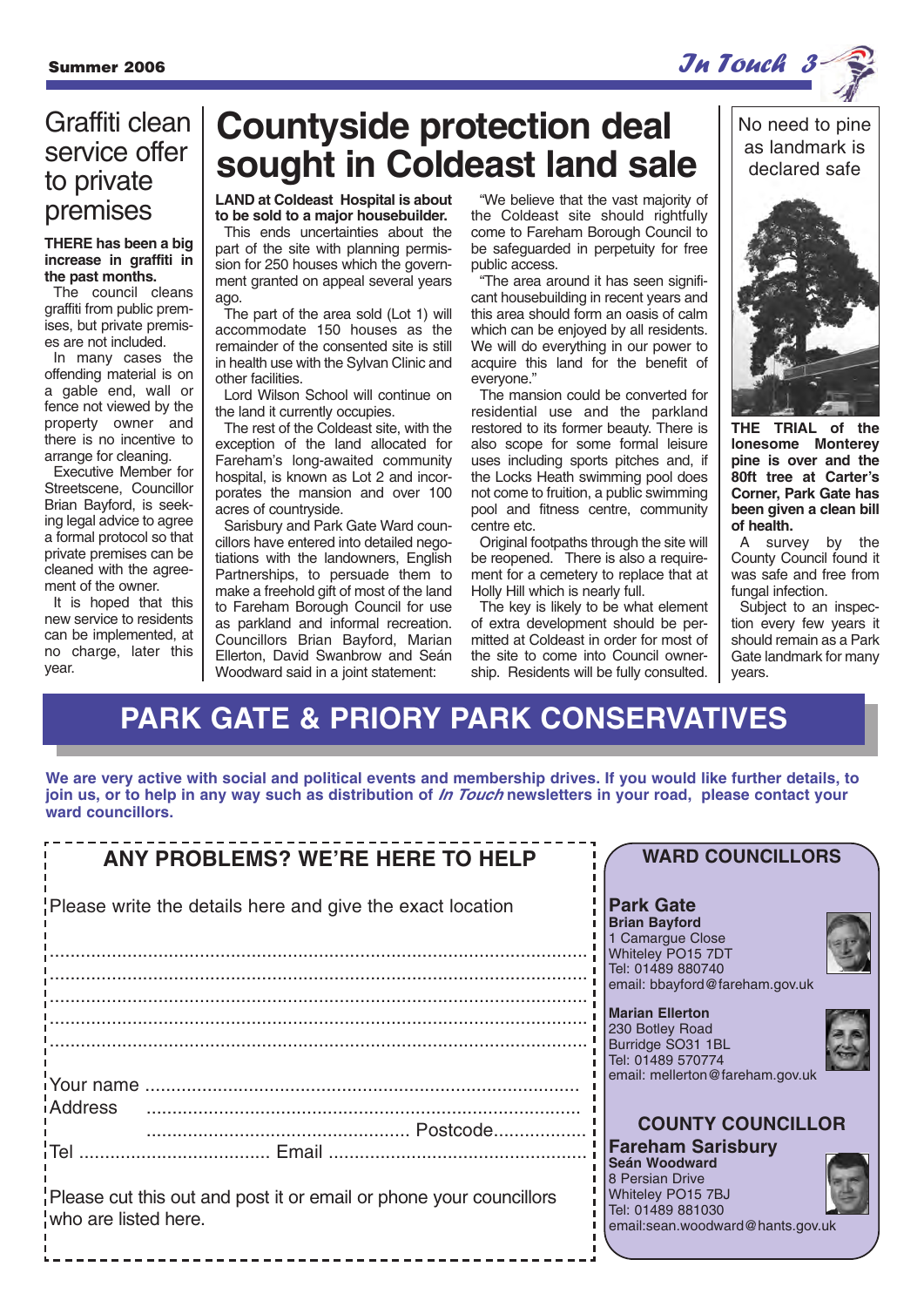# Graffiti clean service offer to private premises

**THERE has been a big increase in graffiti in the past months.**

The council cleans graffiti from public premises, but private premises are not included.

In many cases the offending material is on a gable end, wall or fence not viewed by the property owner and there is no incentive to arrange for cleaning.

Executive Member for Streetscene, Councillor Brian Bayford, is seeking legal advice to agree a formal protocol so that private premises can be cleaned with the agreement of the owner.

It is hoped that this new service to residents can be implemented, at no charge, later this year.

# Countyside protection deal sought in Coldeast land sale

**LAND at Coldeast Hospital is about to be sold to a major housebuilder.**

This ends uncertainties about the part of the site with planning permission for 250 houses which the government granted on appeal several years ago.

The part of the area sold (Lot 1) will accommodate 150 houses as the remainder of the consented site is still in health use with the Sylvan Clinic and other facilities.

Lord Wilson School will continue on the land it currently occupies.

The rest of the Coldeast site, with the exception of the land allocated for Fareham's long-awaited community hospital, is known as Lot 2 and incorporates the mansion and over 100 acres of countryside.

Sarisbury and Park Gate Ward councillors have entered into detailed negotiations with the landowners, English Partnerships, to persuade them to make a freehold gift of most of the land to Fareham Borough Council for use as parkland and informal recreation. Councillors Brian Bayford, Marian Ellerton, David Swanbrow and Seán Woodward said in a joint statement:

"We believe that the vast majority of the Coldeast site should rightfully come to Fareham Borough Council to be safeguarded in perpetuity for free public access.

"The area around it has seen significant housebuilding in recent years and this area should form an oasis of calm which can be enjoyed by all residents. We will do everything in our power to acquire this land for the benefit of everyone."

The mansion could be converted for residential use and the parkland restored to its former beauty. There is also scope for some formal leisure uses including sports pitches and, if the Locks Heath swimming pool does not come to fruition, a public swimming pool and fitness centre, community centre etc.

Original footpaths through the site will be reopened. There is also a requirement for a cemetery to replace that at Holly Hill which is nearly full.

The key is likely to be what element of extra development should be permitted at Coldeast in order for most of the site to come into Council ownership. Residents will be fully consulted.

# No need to pine as landmark is declared safe

**THE TRIAL of the lonesome Monterey pine is over and the 80ft tree at Carter's Corner, Park Gate has been given a clean bill of health.**

A survey by the County Council found it was safe and free from fungal infection.

Subject to an inspection every few years it should remain as a Park Gate landmark for many years.

## PARK GATE & PRIORY PARK CONSERVATIVES

**We are very active with social and political events and membership drives. If you would like further details, to join us, or to help in any way such as distribution of *In Touch* newsletters in your road, please contact your ward councillors.**

### ANY PROBLEMS? WE'RE HERE TO HELP

Please write the details here and give the exact location

..............................................................................................

..............................................................................................

..............................................................................................

..............................................................................................

..............................................................................................

Your name ..............................................................................

Address ..............................................................................

.................................................. Postcode..................

Tel .................................... Email ..................................................

Please cut this out and post it or email or phone your councillors who are listed here.

### WARD COUNCILLORS

**Park Gate**

**Brian Bayford**
1 Camargue Close
Whiteley PO15 7DT
Tel: 01489 880740
email: bbayford@fareham.gov.uk

**Marian Ellerton**
230 Botley Road
Burridge SO31 1BL
Tel: 01489 570774
email: mellerton@fareham.gov.uk

### COUNTY COUNCILLOR

**Fareham Sarisbury**

**Seán Woodward**
8 Persian Drive
Whiteley PO15 7BJ
Tel: 01489 881030
email:sean.woodward@hants.gov.uk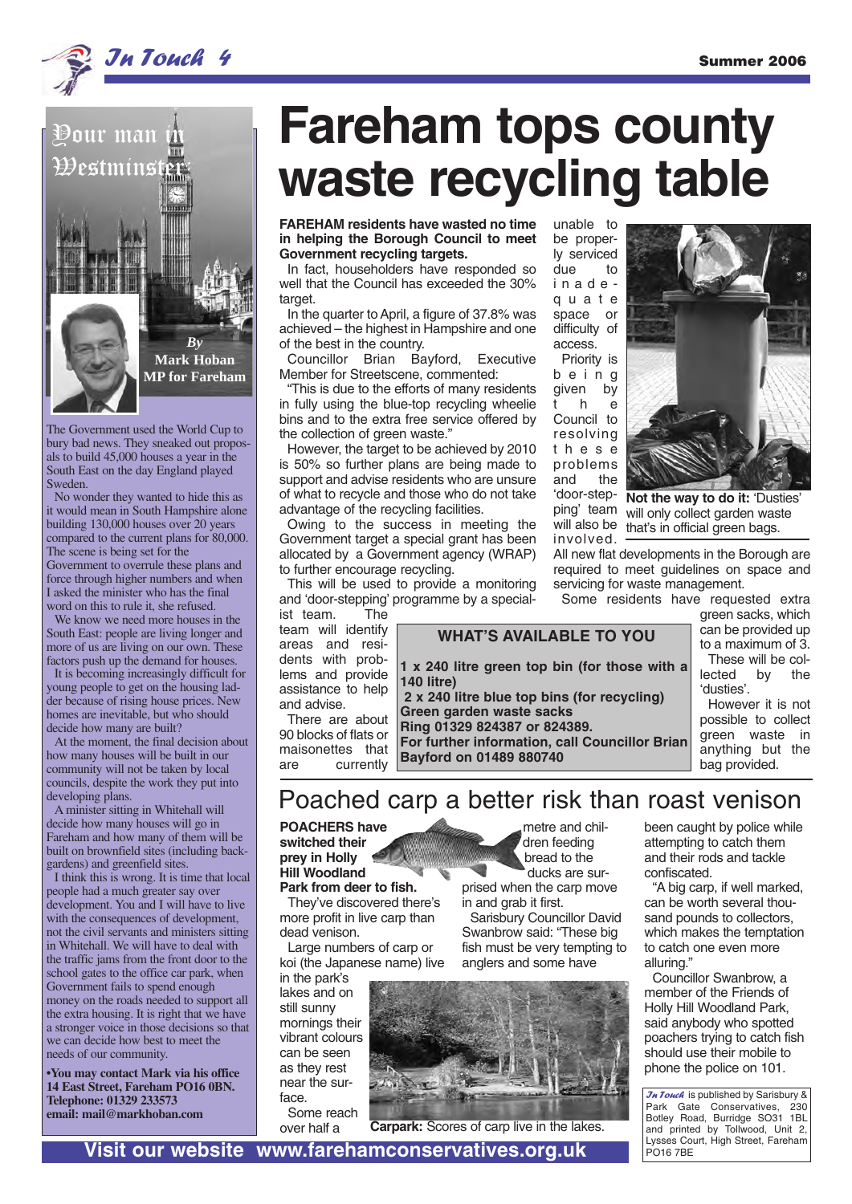# Fareham tops county waste recycling table

**FAREHAM residents have wasted no time in helping the Borough Council to meet Government recycling targets.**

In fact, householders have responded so well that the Council has exceeded the 30% target.

In the quarter to April, a figure of 37.8% was achieved – the highest in Hampshire and one of the best in the country.

Councillor Brian Bayford, Executive Member for Streetscene, commented:

"This is due to the efforts of many residents in fully using the blue-top recycling wheelie bins and to the extra free service offered by the collection of green waste."

However, the target to be achieved by 2010 is 50% so further plans are being made to support and advise residents who are unsure of what to recycle and those who do not take advantage of the recycling facilities.

Owing to the success in meeting the Government target a special grant has been allocated by a Government agency (WRAP) to further encourage recycling.

This will be used to provide a monitoring and 'door-stepping' programme by a specialist team. The team will identify areas and residents with problems and provide assistance to help and advise.

There are about 90 blocks of flats or maisonettes that are currently unable to be properly serviced due to inadequate space or difficulty of access.

Priority is being given by the Council to resolving these problems and the 'door-stepping' team will also be involved.

**Not the way to do it:** 'Dusties' will only collect garden waste that's in official green bags.

All new flat developments in the Borough are required to meet guidelines on space and servicing for waste management.

Some residents have requested extra green sacks, which can be provided up to a maximum of 3.

These will be collected by the 'dusties'.

However it is not possible to collect green waste in anything but the bag provided.

**WHAT'S AVAILABLE TO YOU**

**1 x 240 litre green top bin (for those with a 140 litre)**
**2 x 240 litre blue top bins (for recycling)**
**Green garden waste sacks**
**Ring 01329 824387 or 824389.**
**For further information, call Councillor Brian Bayford on 01489 880740**

## Your man in Westminster

*By* **Mark Hoban MP for Fareham**

The Government used the World Cup to bury bad news. They sneaked out proposals to build 45,000 houses a year in the South East on the day England played Sweden.

No wonder they wanted to hide this as it would mean in South Hampshire alone building 130,000 houses over 20 years compared to the current plans for 80,000. The scene is being set for the Government to overrule these plans and force through higher numbers and when I asked the minister who has the final word on this to rule it, she refused.

We know we need more houses in the South East: people are living longer and more of us are living on our own. These factors push up the demand for houses.

It is becoming increasingly difficult for young people to get on the housing ladder because of rising house prices. New homes are inevitable, but who should decide how many are built?

At the moment, the final decision about how many houses will be built in our community will not be taken by local councils, despite the work they put into developing plans.

A minister sitting in Whitehall will decide how many houses will go in Fareham and how many of them will be built on brownfield sites (including back-gardens) and greenfield sites.

I think this is wrong. It is time that local people had a much greater say over development. You and I will have to live with the consequences of development, not the civil servants and ministers sitting in Whitehall. We will have to deal with the traffic jams from the front door to the school gates to the office car park, when Government fails to spend enough money on the roads needed to support all the extra housing. It is right that we have a stronger voice in those decisions so that we can decide how best to meet the needs of our community.

**•You may contact Mark via his office 14 East Street, Fareham PO16 0BN. Telephone: 01329 233573 email: mail@markhoban.com**

# Poached carp a better risk than roast venison

**POACHERS have switched their prey in Holly Hill Woodland Park from deer to fish.**

They've discovered there's more profit in live carp than dead venison.

Large numbers of carp or koi (the Japanese name) live in the park's lakes and on still sunny mornings their vibrant colours can be seen as they rest near the surface.

Some reach over half a metre and children feeding bread to the ducks are surprised when the carp move in and grab it first.

Sarisbury Councillor David Swanbrow said: "These big fish must be very tempting to anglers and some have been caught by police while attempting to catch them and their rods and tackle confiscated.

"A big carp, if well marked, can be worth several thousand pounds to collectors, which makes the temptation to catch one even more alluring."

Councillor Swanbrow, a member of the Friends of Holly Hill Woodland Park, said anybody who spotted poachers trying to catch fish should use their mobile to phone the police on 101.

**Carpark:** Scores of carp live in the lakes.

**Visit our website www.farehamconservatives.org.uk**

*In Touch* is published by Sarisbury & Park Gate Conservatives, 230 Botley Road, Burridge SO31 1BL and printed by Tollwood, Unit 2, Lysses Court, High Street, Fareham PO16 7BE